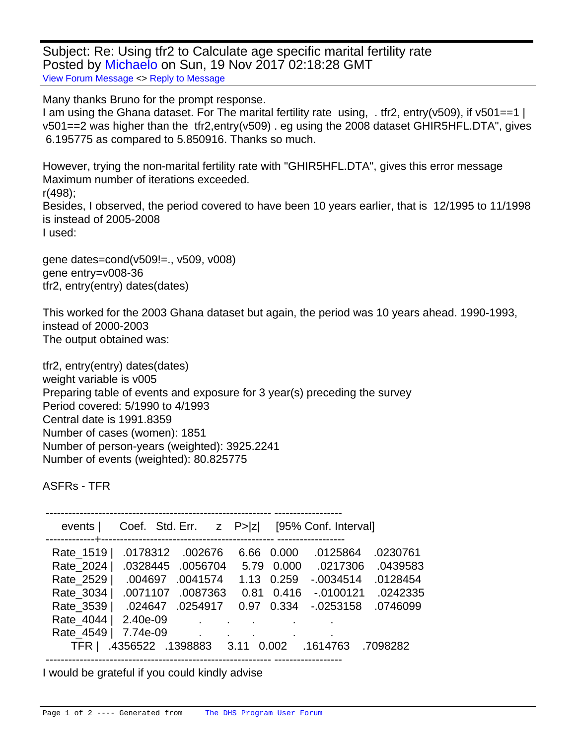Subject: Re: Using tfr2 to Calculate age specific marital fertility rate
Posted by Michaelo on Sun, 19 Nov 2017 02:18:28 GMT

View Forum Message <> Reply to Message

Many thanks Bruno for the prompt response.

I am using the Ghana dataset. For The marital fertility rate using, . tfr2, entry(v509), if v501==1 | v501==2 was higher than the tfr2,entry(v509) . eg using the 2008 dataset GHIR5HFL.DTA", gives 6.195775 as compared to 5.850916. Thanks so much.

However, trying the non-marital fertility rate with "GHIR5HFL.DTA", gives this error message
Maximum number of iterations exceeded.
r(498);
Besides, I observed, the period covered to have been 10 years earlier, that is 12/1995 to 11/1998 is instead of 2005-2008
I used:

```
gene dates=cond(v509!=., v509, v008)
gene entry=v008-36
tfr2, entry(entry) dates(dates)
```

This worked for the 2003 Ghana dataset but again, the period was 10 years ahead. 1990-1993, instead of 2000-2003
The output obtained was:

```
tfr2, entry(entry) dates(dates)
weight variable is v005
Preparing table of events and exposure for 3 year(s) preceding the survey
Period covered: 5/1990 to 4/1993
Central date is 1991.8359
Number of cases (women): 1851
Number of person-years (weighted): 3925.2241
Number of events (weighted): 80.825775

ASFRs - TFR

------------------------------------------------------------------------------
      events |      Coef.   Std. Err.      z    P>|z|     [95% Conf. Interval]
-------------+----------------------------------------------------------------
   Rate_1519 |   .0178312    .002676     6.66   0.000     .0125864    .0230761
   Rate_2024 |   .0328445   .0056704     5.79   0.000     .0217306    .0439583
   Rate_2529 |    .004697   .0041574     1.13   0.259    -.0034514    .0128454
   Rate_3034 |   .0071107   .0087363     0.81   0.416    -.0100121    .0242335
   Rate_3539 |    .024647   .0254917     0.97   0.334    -.0253158    .0746099
   Rate_4044 |   2.40e-09          .        .       .            .           .
   Rate_4549 |   7.74e-09          .        .       .            .           .
         TFR |   .4356522   .1398883     3.11   0.002     .1614763    .7098282
------------------------------------------------------------------------------
```

I would be grateful if you could kindly advise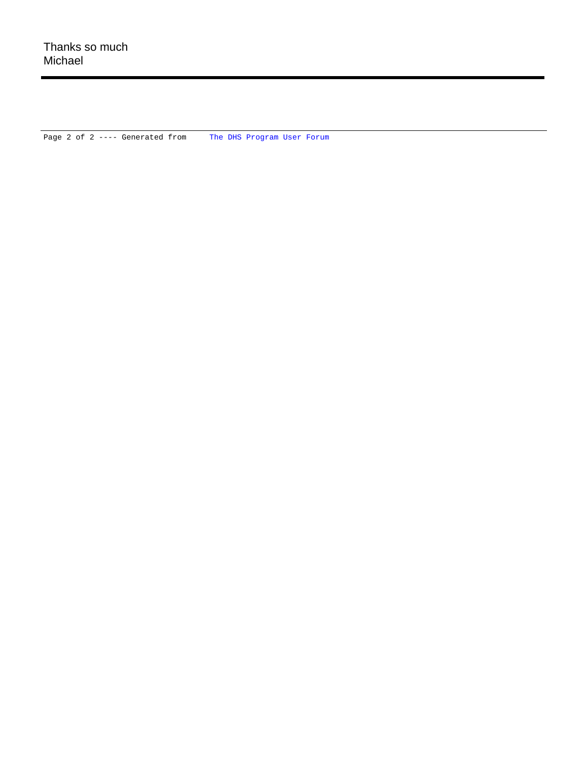Thanks so much
Michael